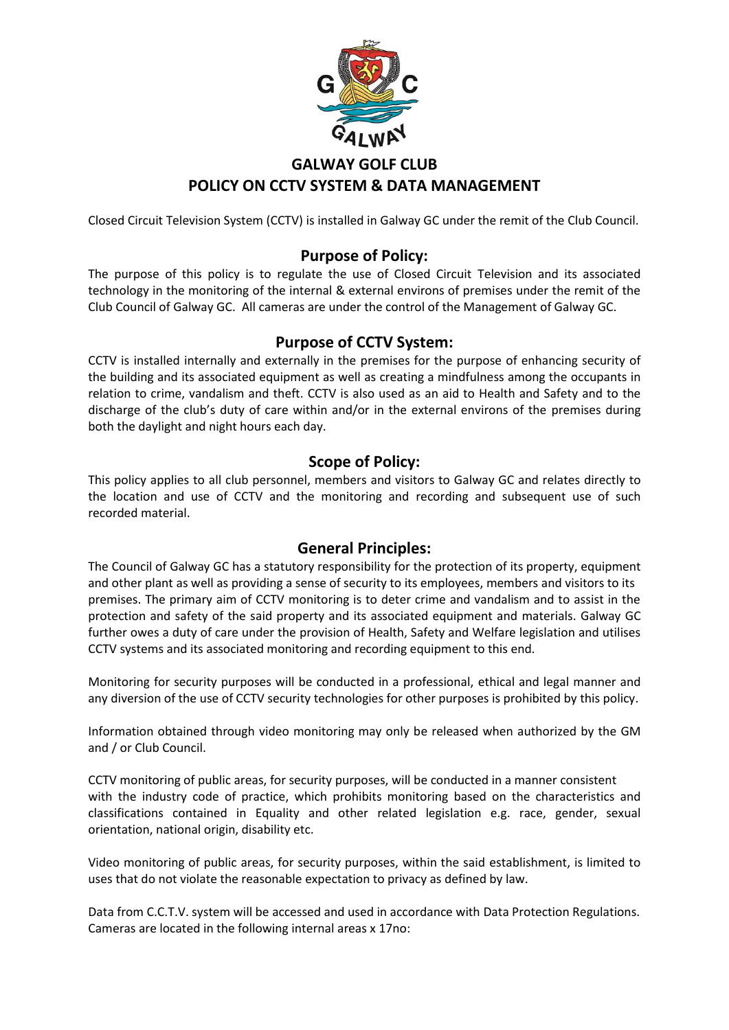# GALWAY GOLF CLUB
# POLICY ON CCTV SYSTEM & DATA MANAGEMENT

Closed Circuit Television System (CCTV) is installed in Galway GC under the remit of the Club Council.

## Purpose of Policy:

The purpose of this policy is to regulate the use of Closed Circuit Television and its associated technology in the monitoring of the internal & external environs of premises under the remit of the Club Council of Galway GC. All cameras are under the control of the Management of Galway GC.

## Purpose of CCTV System:

CCTV is installed internally and externally in the premises for the purpose of enhancing security of the building and its associated equipment as well as creating a mindfulness among the occupants in relation to crime, vandalism and theft. CCTV is also used as an aid to Health and Safety and to the discharge of the club's duty of care within and/or in the external environs of the premises during both the daylight and night hours each day.

## Scope of Policy:

This policy applies to all club personnel, members and visitors to Galway GC and relates directly to the location and use of CCTV and the monitoring and recording and subsequent use of such recorded material.

## General Principles:

The Council of Galway GC has a statutory responsibility for the protection of its property, equipment and other plant as well as providing a sense of security to its employees, members and visitors to its premises. The primary aim of CCTV monitoring is to deter crime and vandalism and to assist in the protection and safety of the said property and its associated equipment and materials. Galway GC further owes a duty of care under the provision of Health, Safety and Welfare legislation and utilises CCTV systems and its associated monitoring and recording equipment to this end.

Monitoring for security purposes will be conducted in a professional, ethical and legal manner and any diversion of the use of CCTV security technologies for other purposes is prohibited by this policy.

Information obtained through video monitoring may only be released when authorized by the GM and / or Club Council.

CCTV monitoring of public areas, for security purposes, will be conducted in a manner consistent with the industry code of practice, which prohibits monitoring based on the characteristics and classifications contained in Equality and other related legislation e.g. race, gender, sexual orientation, national origin, disability etc.

Video monitoring of public areas, for security purposes, within the said establishment, is limited to uses that do not violate the reasonable expectation to privacy as defined by law.

Data from C.C.T.V. system will be accessed and used in accordance with Data Protection Regulations. Cameras are located in the following internal areas x 17no: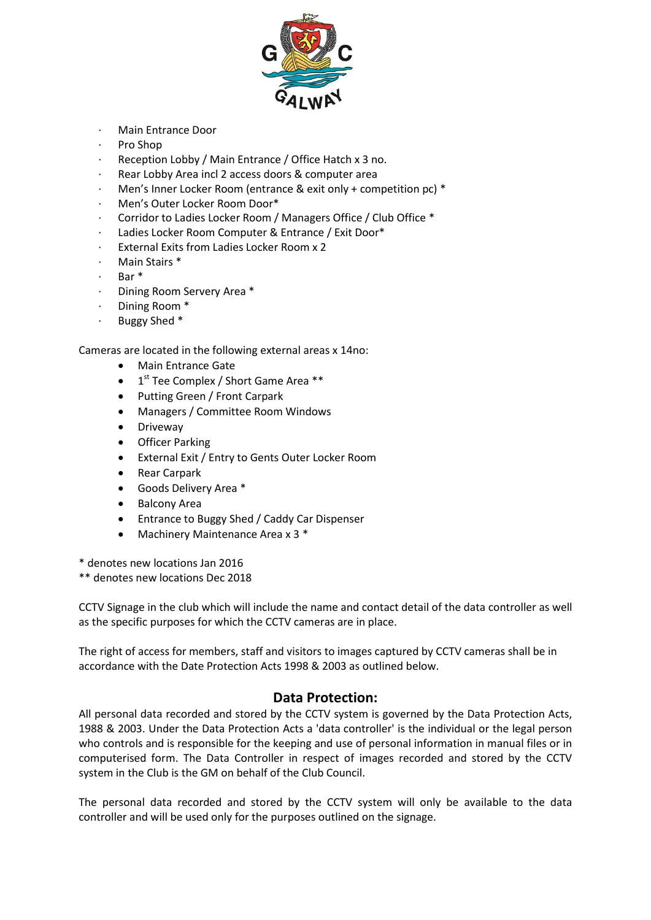- Main Entrance Door
- Pro Shop
- Reception Lobby / Main Entrance / Office Hatch x 3 no.
- Rear Lobby Area incl 2 access doors & computer area
- Men's Inner Locker Room (entrance & exit only + competition pc) *
- Men's Outer Locker Room Door*
- Corridor to Ladies Locker Room / Managers Office / Club Office *
- Ladies Locker Room Computer & Entrance / Exit Door*
- External Exits from Ladies Locker Room x 2
- Main Stairs *
- Bar *
- Dining Room Servery Area *
- Dining Room *
- Buggy Shed *

Cameras are located in the following external areas x 14no:

- Main Entrance Gate
- 1st Tee Complex / Short Game Area **
- Putting Green / Front Carpark
- Managers / Committee Room Windows
- Driveway
- Officer Parking
- External Exit / Entry to Gents Outer Locker Room
- Rear Carpark
- Goods Delivery Area *
- Balcony Area
- Entrance to Buggy Shed / Caddy Car Dispenser
- Machinery Maintenance Area x 3 *

\* denotes new locations Jan 2016
** denotes new locations Dec 2018

CCTV Signage in the club which will include the name and contact detail of the data controller as well as the specific purposes for which the CCTV cameras are in place.

The right of access for members, staff and visitors to images captured by CCTV cameras shall be in accordance with the Date Protection Acts 1998 & 2003 as outlined below.

## Data Protection:

All personal data recorded and stored by the CCTV system is governed by the Data Protection Acts, 1988 & 2003. Under the Data Protection Acts a 'data controller' is the individual or the legal person who controls and is responsible for the keeping and use of personal information in manual files or in computerised form. The Data Controller in respect of images recorded and stored by the CCTV system in the Club is the GM on behalf of the Club Council.

The personal data recorded and stored by the CCTV system will only be available to the data controller and will be used only for the purposes outlined on the signage.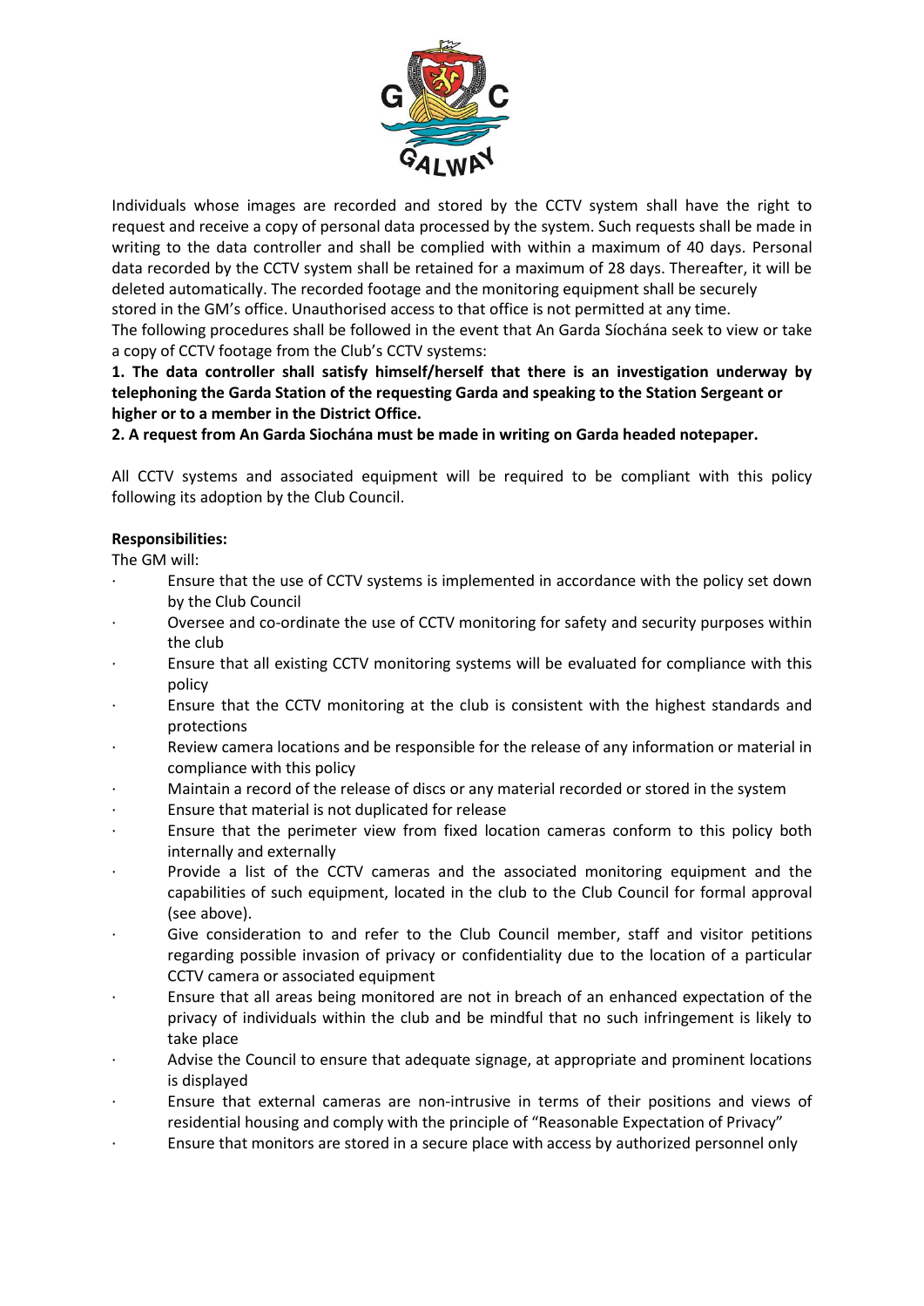Individuals whose images are recorded and stored by the CCTV system shall have the right to request and receive a copy of personal data processed by the system. Such requests shall be made in writing to the data controller and shall be complied with within a maximum of 40 days. Personal data recorded by the CCTV system shall be retained for a maximum of 28 days. Thereafter, it will be deleted automatically. The recorded footage and the monitoring equipment shall be securely stored in the GM's office. Unauthorised access to that office is not permitted at any time.

The following procedures shall be followed in the event that An Garda Síochána seek to view or take a copy of CCTV footage from the Club's CCTV systems:

**1. The data controller shall satisfy himself/herself that there is an investigation underway by telephoning the Garda Station of the requesting Garda and speaking to the Station Sergeant or higher or to a member in the District Office.**

**2. A request from An Garda Siochána must be made in writing on Garda headed notepaper.**

All CCTV systems and associated equipment will be required to be compliant with this policy following its adoption by the Club Council.

**Responsibilities:**

The GM will:

- Ensure that the use of CCTV systems is implemented in accordance with the policy set down by the Club Council
- Oversee and co-ordinate the use of CCTV monitoring for safety and security purposes within the club
- Ensure that all existing CCTV monitoring systems will be evaluated for compliance with this policy
- Ensure that the CCTV monitoring at the club is consistent with the highest standards and protections
- Review camera locations and be responsible for the release of any information or material in compliance with this policy
- Maintain a record of the release of discs or any material recorded or stored in the system
- Ensure that material is not duplicated for release
- Ensure that the perimeter view from fixed location cameras conform to this policy both internally and externally
- Provide a list of the CCTV cameras and the associated monitoring equipment and the capabilities of such equipment, located in the club to the Club Council for formal approval (see above).
- Give consideration to and refer to the Club Council member, staff and visitor petitions regarding possible invasion of privacy or confidentiality due to the location of a particular CCTV camera or associated equipment
- Ensure that all areas being monitored are not in breach of an enhanced expectation of the privacy of individuals within the club and be mindful that no such infringement is likely to take place
- Advise the Council to ensure that adequate signage, at appropriate and prominent locations is displayed
- Ensure that external cameras are non-intrusive in terms of their positions and views of residential housing and comply with the principle of "Reasonable Expectation of Privacy"
- Ensure that monitors are stored in a secure place with access by authorized personnel only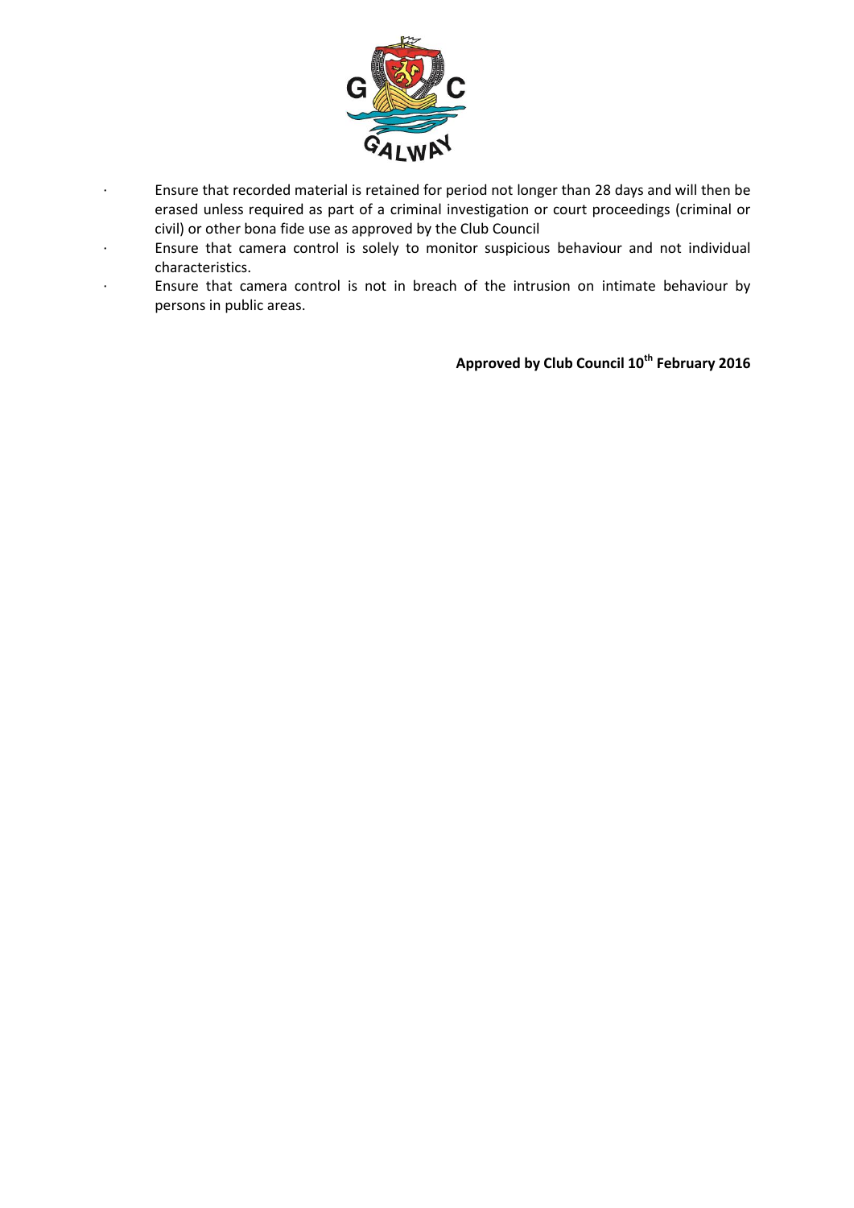- Ensure that recorded material is retained for period not longer than 28 days and will then be erased unless required as part of a criminal investigation or court proceedings (criminal or civil) or other bona fide use as approved by the Club Council
- Ensure that camera control is solely to monitor suspicious behaviour and not individual characteristics.
- Ensure that camera control is not in breach of the intrusion on intimate behaviour by persons in public areas.

**Approved by Club Council 10th February 2016**